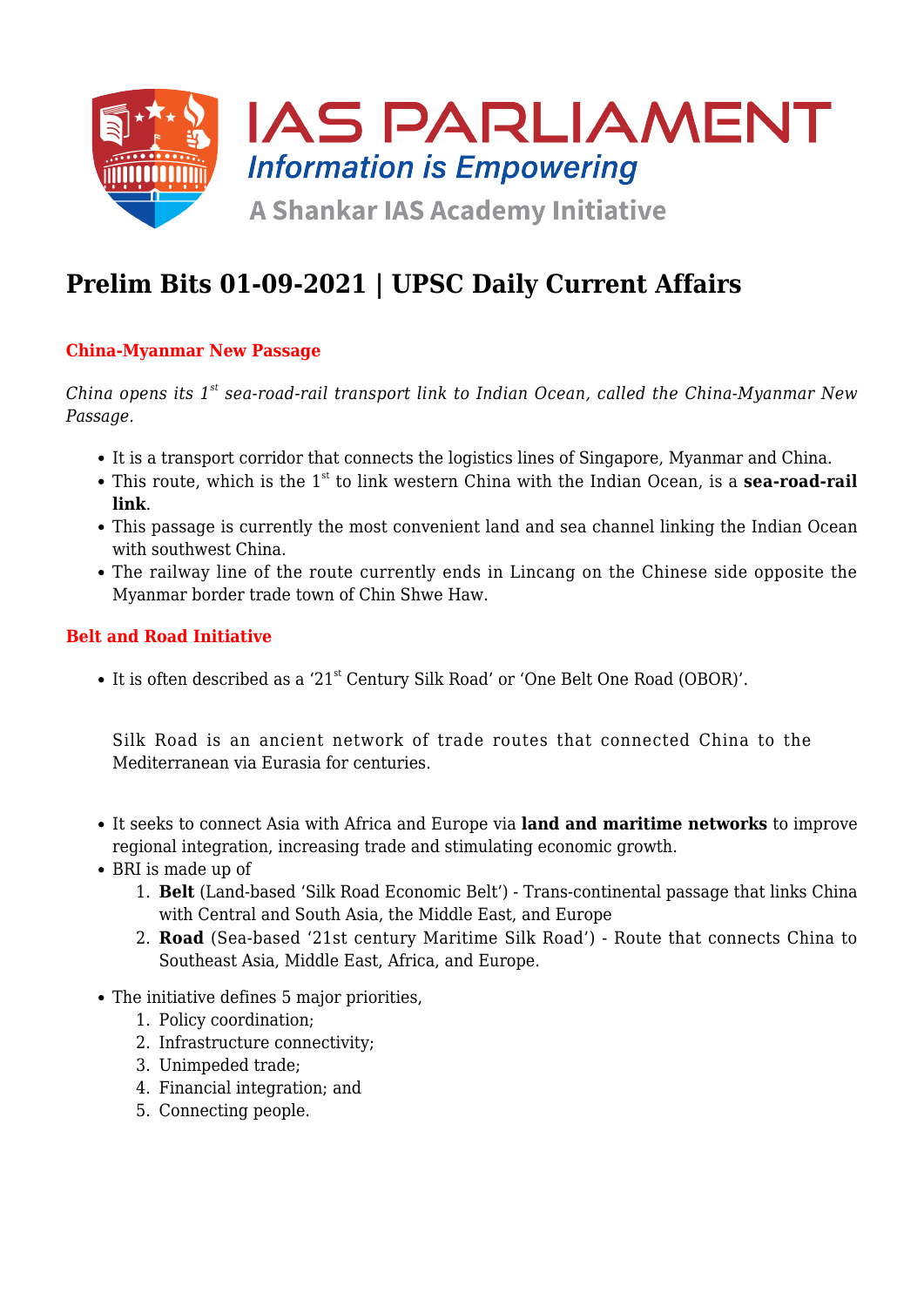# Prelim Bits 01-09-2021 | UPSC Daily Current Affairs

### China-Myanmar New Passage

*China opens its 1st sea-road-rail transport link to Indian Ocean, called the China-Myanmar New Passage.*

- It is a transport corridor that connects the logistics lines of Singapore, Myanmar and China.
- This route, which is the 1st to link western China with the Indian Ocean, is a **sea-road-rail link**.
- This passage is currently the most convenient land and sea channel linking the Indian Ocean with southwest China.
- The railway line of the route currently ends in Lincang on the Chinese side opposite the Myanmar border trade town of Chin Shwe Haw.

### Belt and Road Initiative

- It is often described as a '21st Century Silk Road' or 'One Belt One Road (OBOR)'.

Silk Road is an ancient network of trade routes that connected China to the Mediterranean via Eurasia for centuries.

- It seeks to connect Asia with Africa and Europe via **land and maritime networks** to improve regional integration, increasing trade and stimulating economic growth.
- BRI is made up of
  1. **Belt** (Land-based 'Silk Road Economic Belt') - Trans-continental passage that links China with Central and South Asia, the Middle East, and Europe
  2. **Road** (Sea-based '21st century Maritime Silk Road') - Route that connects China to Southeast Asia, Middle East, Africa, and Europe.
- The initiative defines 5 major priorities,
  1. Policy coordination;
  2. Infrastructure connectivity;
  3. Unimpeded trade;
  4. Financial integration; and
  5. Connecting people.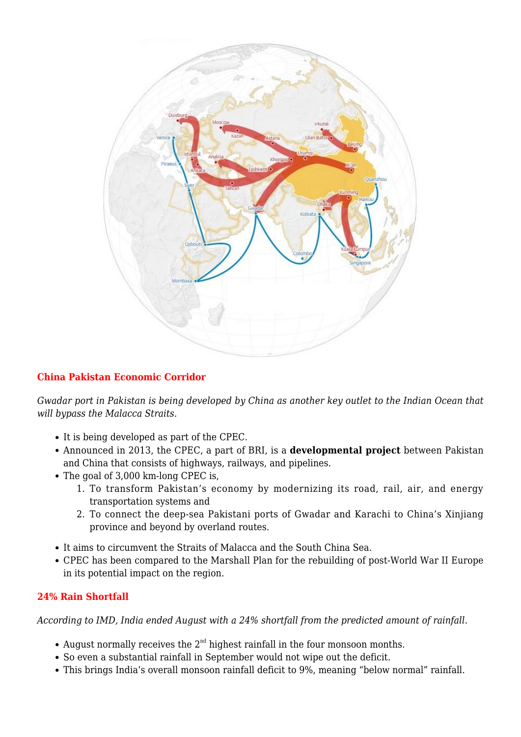## China Pakistan Economic Corridor

*Gwadar port in Pakistan is being developed by China as another key outlet to the Indian Ocean that will bypass the Malacca Straits.*

- It is being developed as part of the CPEC.
- Announced in 2013, the CPEC, a part of BRI, is a **developmental project** between Pakistan and China that consists of highways, railways, and pipelines.
- The goal of 3,000 km-long CPEC is,
    1. To transform Pakistan's economy by modernizing its road, rail, air, and energy transportation systems and
    2. To connect the deep-sea Pakistani ports of Gwadar and Karachi to China's Xinjiang province and beyond by overland routes.
- It aims to circumvent the Straits of Malacca and the South China Sea.
- CPEC has been compared to the Marshall Plan for the rebuilding of post-World War II Europe in its potential impact on the region.

## 24% Rain Shortfall

*According to IMD, India ended August with a 24% shortfall from the predicted amount of rainfall.*

- August normally receives the 2nd highest rainfall in the four monsoon months.
- So even a substantial rainfall in September would not wipe out the deficit.
- This brings India's overall monsoon rainfall deficit to 9%, meaning "below normal" rainfall.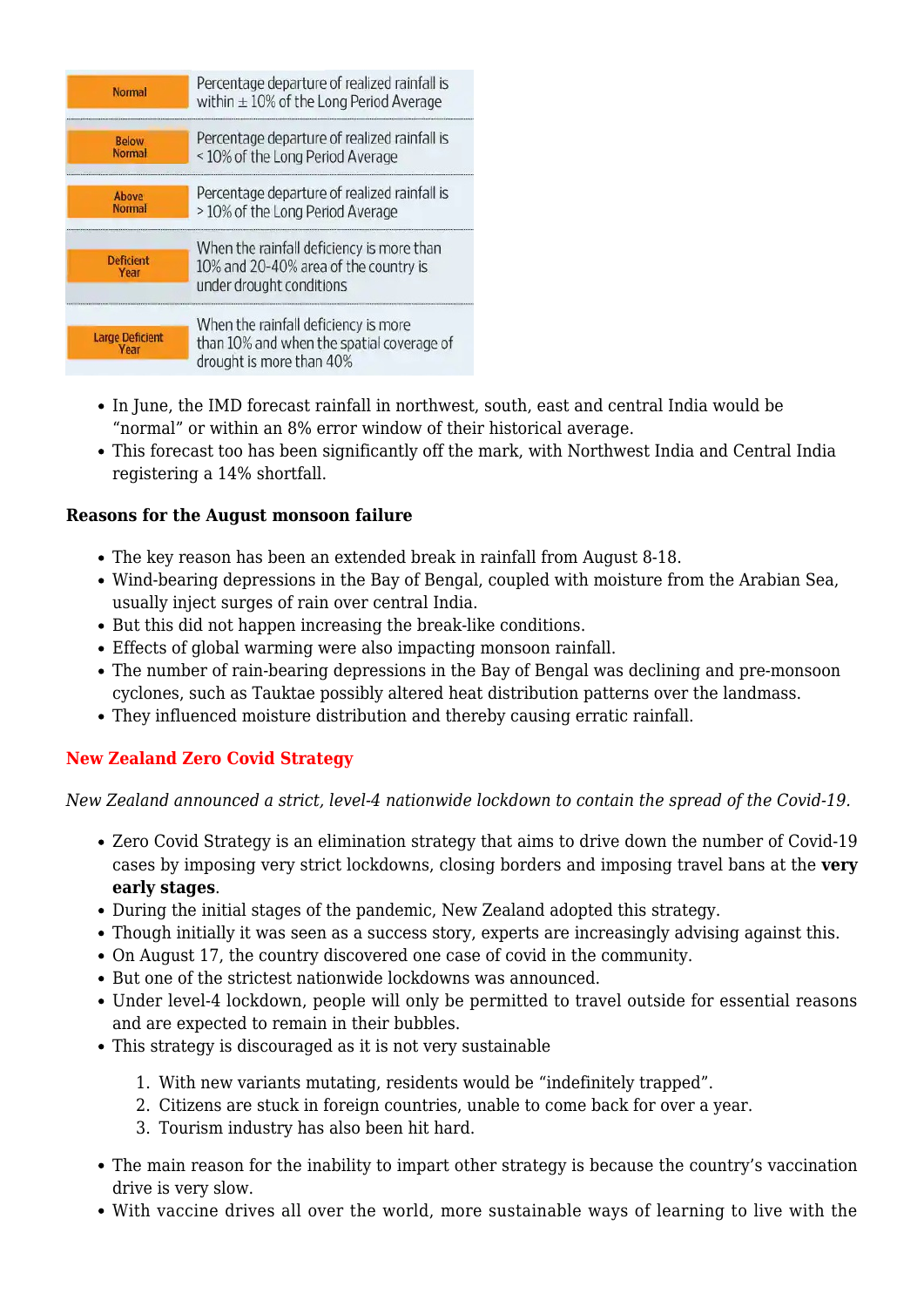| | |
|---|---|
| Normal | Percentage departure of realized rainfall is within ± 10% of the Long Period Average |
| Below Normal | Percentage departure of realized rainfall is < 10% of the Long Period Average |
| Above Normal | Percentage departure of realized rainfall is > 10% of the Long Period Average |
| Deficient Year | When the rainfall deficiency is more than 10% and 20-40% area of the country is under drought conditions |
| Large Deficient Year | When the rainfall deficiency is more than 10% and when the spatial coverage of drought is more than 40% |

- In June, the IMD forecast rainfall in northwest, south, east and central India would be "normal" or within an 8% error window of their historical average.
- This forecast too has been significantly off the mark, with Northwest India and Central India registering a 14% shortfall.

**Reasons for the August monsoon failure**

- The key reason has been an extended break in rainfall from August 8-18.
- Wind-bearing depressions in the Bay of Bengal, coupled with moisture from the Arabian Sea, usually inject surges of rain over central India.
- But this did not happen increasing the break-like conditions.
- Effects of global warming were also impacting monsoon rainfall.
- The number of rain-bearing depressions in the Bay of Bengal was declining and pre-monsoon cyclones, such as Tauktae possibly altered heat distribution patterns over the landmass.
- They influenced moisture distribution and thereby causing erratic rainfall.

## New Zealand Zero Covid Strategy

*New Zealand announced a strict, level-4 nationwide lockdown to contain the spread of the Covid-19.*

- Zero Covid Strategy is an elimination strategy that aims to drive down the number of Covid-19 cases by imposing very strict lockdowns, closing borders and imposing travel bans at the **very early stages**.
- During the initial stages of the pandemic, New Zealand adopted this strategy.
- Though initially it was seen as a success story, experts are increasingly advising against this.
- On August 17, the country discovered one case of covid in the community.
- But one of the strictest nationwide lockdowns was announced.
- Under level-4 lockdown, people will only be permitted to travel outside for essential reasons and are expected to remain in their bubbles.
- This strategy is discouraged as it is not very sustainable
    1. With new variants mutating, residents would be "indefinitely trapped".
    2. Citizens are stuck in foreign countries, unable to come back for over a year.
    3. Tourism industry has also been hit hard.
- The main reason for the inability to impart other strategy is because the country's vaccination drive is very slow.
- With vaccine drives all over the world, more sustainable ways of learning to live with the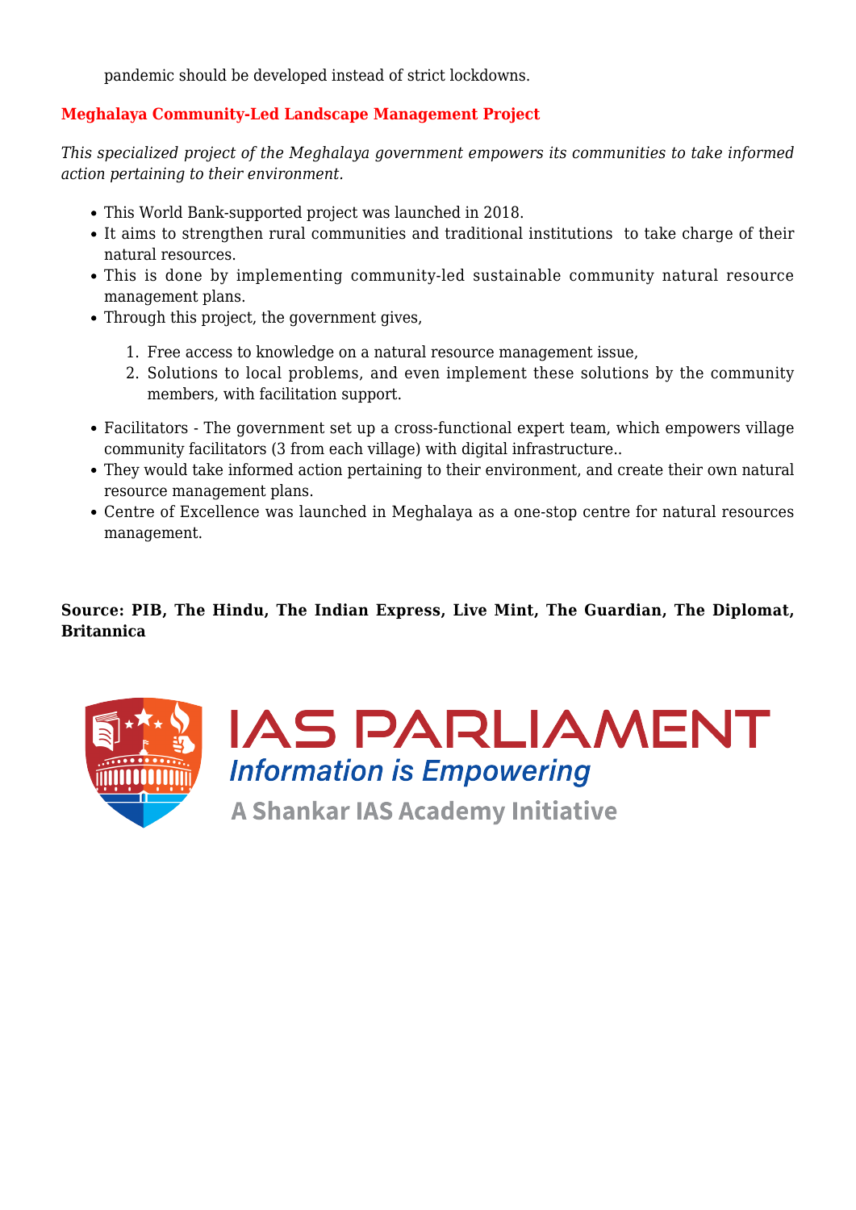pandemic should be developed instead of strict lockdowns.

## Meghalaya Community-Led Landscape Management Project

*This specialized project of the Meghalaya government empowers its communities to take informed action pertaining to their environment.*

- This World Bank-supported project was launched in 2018.
- It aims to strengthen rural communities and traditional institutions to take charge of their natural resources.
- This is done by implementing community-led sustainable community natural resource management plans.
- Through this project, the government gives,
  1. Free access to knowledge on a natural resource management issue,
  2. Solutions to local problems, and even implement these solutions by the community members, with facilitation support.
- Facilitators - The government set up a cross-functional expert team, which empowers village community facilitators (3 from each village) with digital infrastructure..
- They would take informed action pertaining to their environment, and create their own natural resource management plans.
- Centre of Excellence was launched in Meghalaya as a one-stop centre for natural resources management.

**Source: PIB, The Hindu, The Indian Express, Live Mint, The Guardian, The Diplomat, Britannica**

IAS PARLIAMENT
*Information is Empowering*
A Shankar IAS Academy Initiative